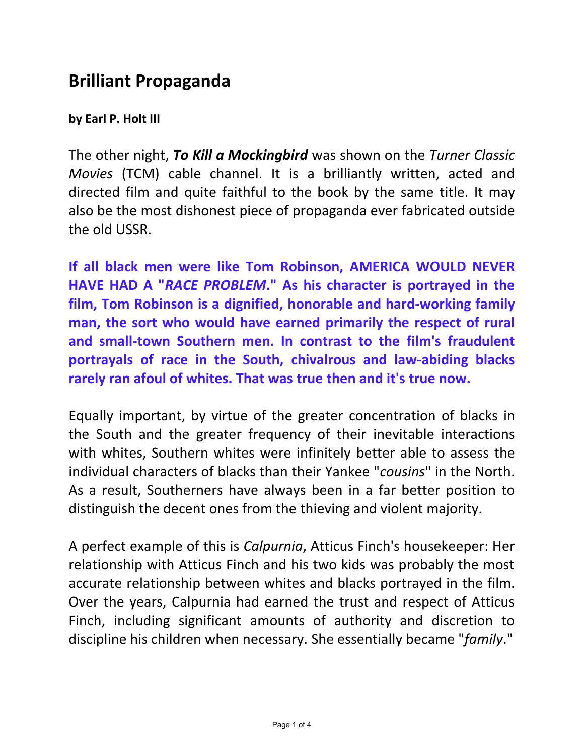# Brilliant Propaganda

**by Earl P. Holt III**

The other night, ***To Kill a Mockingbird*** was shown on the *Turner Classic Movies* (TCM) cable channel. It is a brilliantly written, acted and directed film and quite faithful to the book by the same title. It may also be the most dishonest piece of propaganda ever fabricated outside the old USSR.

**If all black men were like Tom Robinson, AMERICA WOULD NEVER HAVE HAD A "*RACE PROBLEM*." As his character is portrayed in the film, Tom Robinson is a dignified, honorable and hard-working family man, the sort who would have earned primarily the respect of rural and small-town Southern men. In contrast to the film's fraudulent portrayals of race in the South, chivalrous and law-abiding blacks rarely ran afoul of whites. That was true then and it's true now.**

Equally important, by virtue of the greater concentration of blacks in the South and the greater frequency of their inevitable interactions with whites, Southern whites were infinitely better able to assess the individual characters of blacks than their Yankee "*cousins*" in the North. As a result, Southerners have always been in a far better position to distinguish the decent ones from the thieving and violent majority.

A perfect example of this is *Calpurnia*, Atticus Finch's housekeeper: Her relationship with Atticus Finch and his two kids was probably the most accurate relationship between whites and blacks portrayed in the film. Over the years, Calpurnia had earned the trust and respect of Atticus Finch, including significant amounts of authority and discretion to discipline his children when necessary. She essentially became "*family*."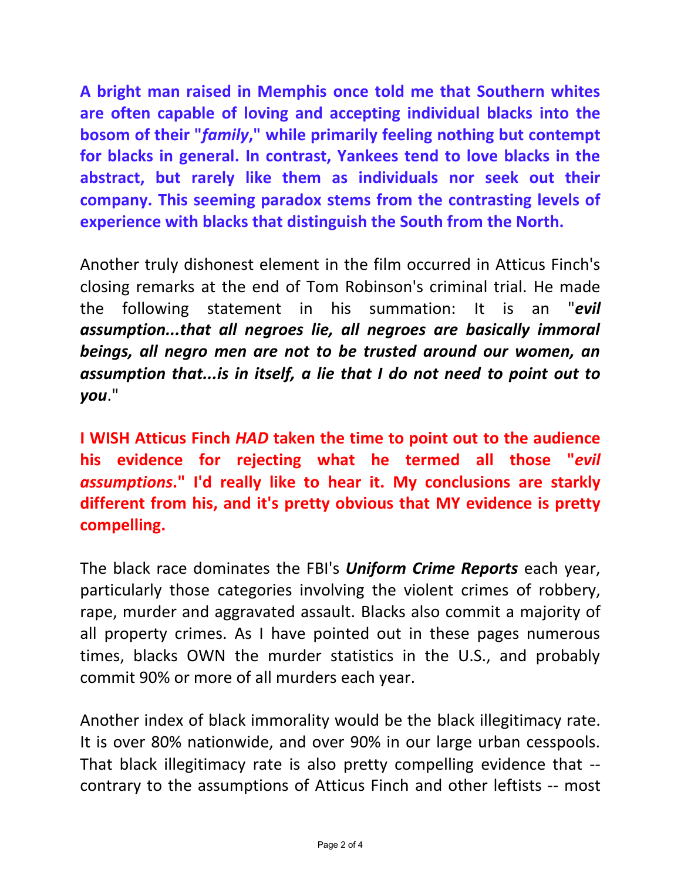**A bright man raised in Memphis once told me that Southern whites are often capable of loving and accepting individual blacks into the bosom of their "*family*," while primarily feeling nothing but contempt for blacks in general. In contrast, Yankees tend to love blacks in the abstract, but rarely like them as individuals nor seek out their company. This seeming paradox stems from the contrasting levels of experience with blacks that distinguish the South from the North.**

Another truly dishonest element in the film occurred in Atticus Finch's closing remarks at the end of Tom Robinson's criminal trial. He made the following statement in his summation: It is an "***evil assumption...that all negroes lie, all negroes are basically immoral beings, all negro men are not to be trusted around our women, an assumption that...is in itself, a lie that I do not need to point out to you***."

**I WISH Atticus Finch *HAD* taken the time to point out to the audience his evidence for rejecting what he termed all those "*evil assumptions*." I'd really like to hear it. My conclusions are starkly different from his, and it's pretty obvious that MY evidence is pretty compelling.**

The black race dominates the FBI's ***Uniform Crime Reports*** each year, particularly those categories involving the violent crimes of robbery, rape, murder and aggravated assault. Blacks also commit a majority of all property crimes. As I have pointed out in these pages numerous times, blacks OWN the murder statistics in the U.S., and probably commit 90% or more of all murders each year.

Another index of black immorality would be the black illegitimacy rate. It is over 80% nationwide, and over 90% in our large urban cesspools. That black illegitimacy rate is also pretty compelling evidence that -- contrary to the assumptions of Atticus Finch and other leftists -- most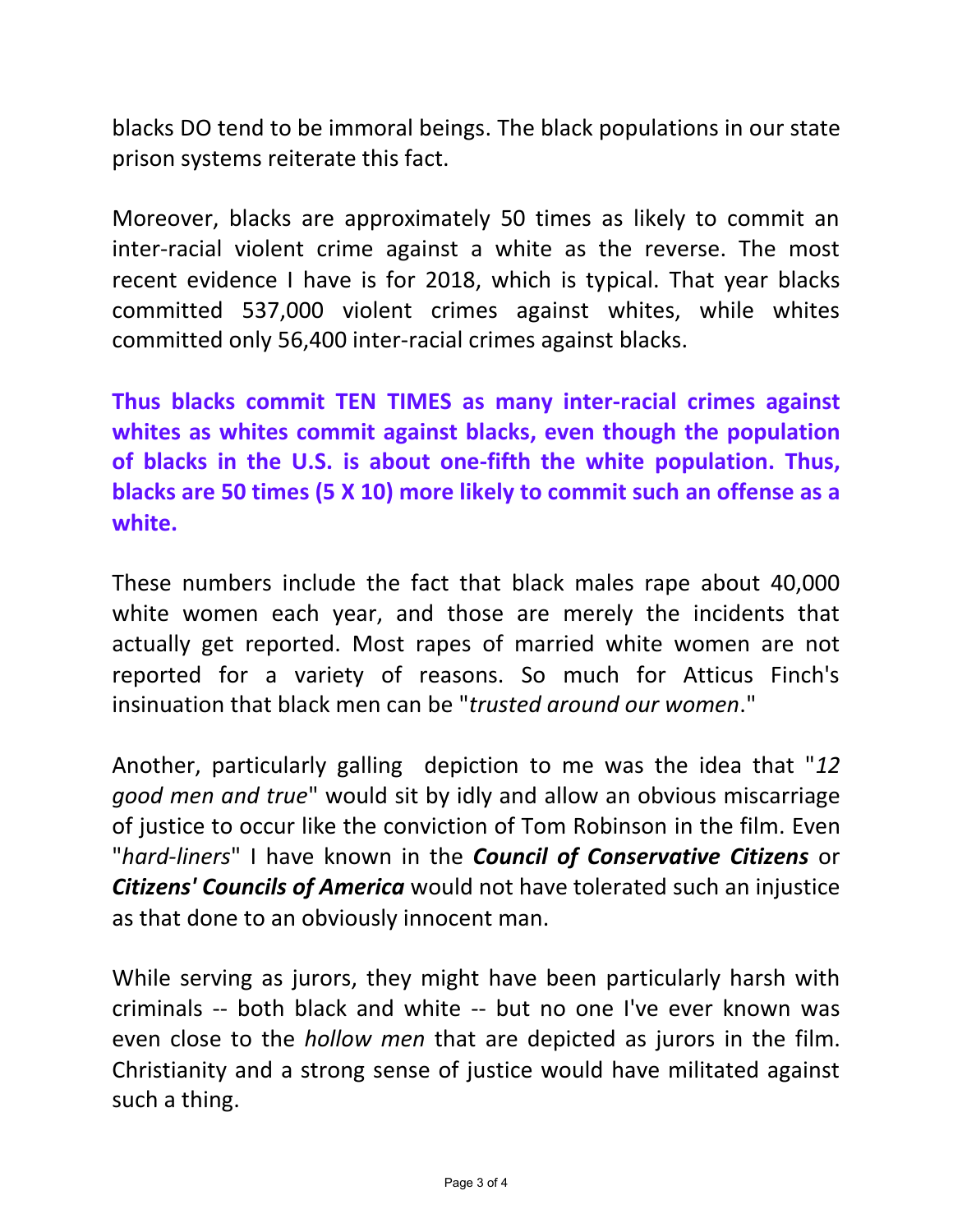blacks DO tend to be immoral beings. The black populations in our state prison systems reiterate this fact.

Moreover, blacks are approximately 50 times as likely to commit an inter-racial violent crime against a white as the reverse. The most recent evidence I have is for 2018, which is typical. That year blacks committed 537,000 violent crimes against whites, while whites committed only 56,400 inter-racial crimes against blacks.

**Thus blacks commit TEN TIMES as many inter-racial crimes against whites as whites commit against blacks, even though the population of blacks in the U.S. is about one-fifth the white population. Thus, blacks are 50 times (5 X 10) more likely to commit such an offense as a white.**

These numbers include the fact that black males rape about 40,000 white women each year, and those are merely the incidents that actually get reported. Most rapes of married white women are not reported for a variety of reasons. So much for Atticus Finch's insinuation that black men can be "*trusted around our women*."

Another, particularly galling depiction to me was the idea that "*12 good men and true*" would sit by idly and allow an obvious miscarriage of justice to occur like the conviction of Tom Robinson in the film. Even "*hard-liners*" I have known in the ***Council of Conservative Citizens*** or ***Citizens' Councils of America*** would not have tolerated such an injustice as that done to an obviously innocent man.

While serving as jurors, they might have been particularly harsh with criminals -- both black and white -- but no one I've ever known was even close to the *hollow men* that are depicted as jurors in the film. Christianity and a strong sense of justice would have militated against such a thing.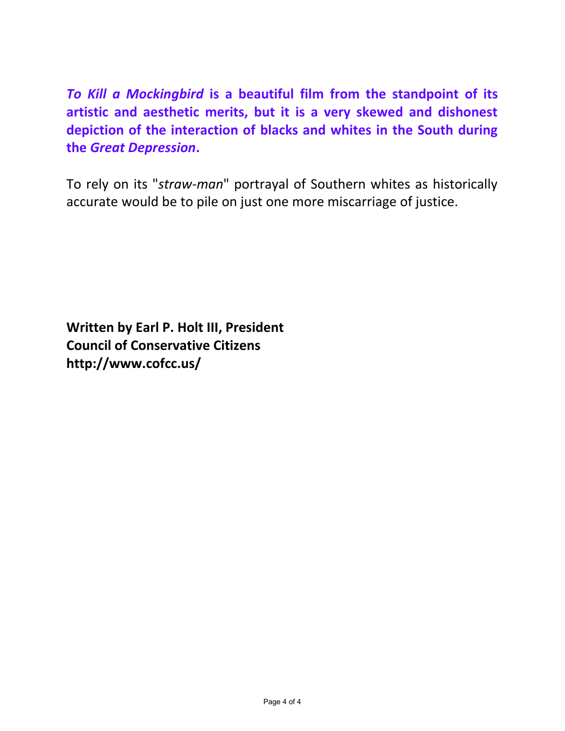***To Kill a Mockingbird*** **is a beautiful film from the standpoint of its artistic and aesthetic merits, but it is a very skewed and dishonest depiction of the interaction of blacks and whites in the South during the *Great Depression*.**

To rely on its "*straw-man*" portrayal of Southern whites as historically accurate would be to pile on just one more miscarriage of justice.

**Written by Earl P. Holt III, President**
**Council of Conservative Citizens**
**http://www.cofcc.us/**